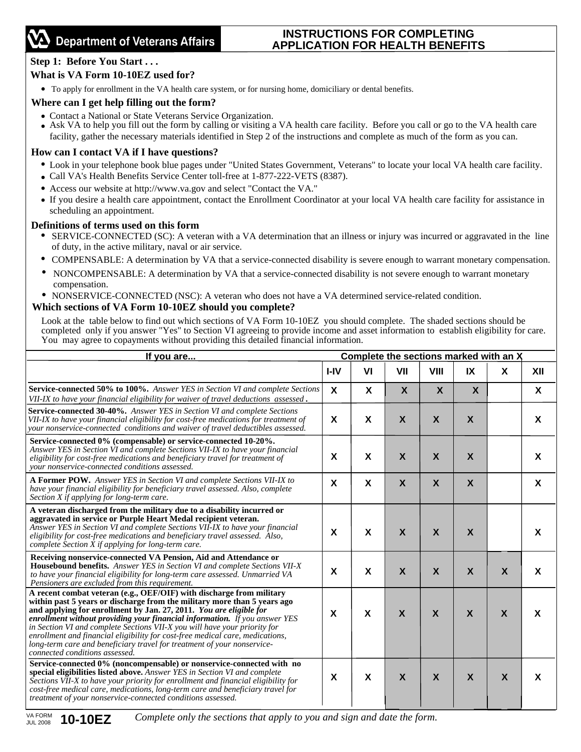**Department of Veterans Affairs**

# INSTRUCTIONS FOR COMPLETING APPLICATION FOR HEALTH BENEFITS

## Step 1: Before You Start . . .

### What is VA Form 10-10EZ used for?

- To apply for enrollment in the VA health care system, or for nursing home, domiciliary or dental benefits.

### Where can I get help filling out the form?

- Contact a National or State Veterans Service Organization.
- Ask VA to help you fill out the form by calling or visiting a VA health care facility. Before you call or go to the VA health care facility, gather the necessary materials identified in Step 2 of the instructions and complete as much of the form as you can.

### How can I contact VA if I have questions?

- Look in your telephone book blue pages under "United States Government, Veterans" to locate your local VA health care facility.
- Call VA's Health Benefits Service Center toll-free at 1-877-222-VETS (8387).
- Access our website at http://www.va.gov and select "Contact the VA."
- If you desire a health care appointment, contact the Enrollment Coordinator at your local VA health care facility for assistance in scheduling an appointment.

### Definitions of terms used on this form

- SERVICE-CONNECTED (SC): A veteran with a VA determination that an illness or injury was incurred or aggravated in the line of duty, in the active military, naval or air service.
- COMPENSABLE: A determination by VA that a service-connected disability is severe enough to warrant monetary compensation.
- NONCOMPENSABLE: A determination by VA that a service-connected disability is not severe enough to warrant monetary compensation.
- NONSERVICE-CONNECTED (NSC): A veteran who does not have a VA determined service-related condition.

### Which sections of VA Form 10-10EZ should you complete?

Look at the table below to find out which sections of VA Form 10-10EZ you should complete. The shaded sections should be completed only if you answer "Yes" to Section VI agreeing to provide income and asset information to establish eligibility for care. You may agree to copayments without providing this detailed financial information.

| If you are... | Complete the sections marked with an X | | | | | | |
|---|---|---|---|---|---|---|---|
| | I-IV | VI | VII | VIII | IX | X | XII |
| **Service-connected 50% to 100%.** *Answer YES in Section VI and complete Sections VII-IX to have your financial eligibility for waiver of travel deductions assessed*. | X | X | X | X | X | | X |
| **Service-connected 30-40%.** *Answer YES in Section VI and complete Sections VII-IX to have your financial eligibility for cost-free medications for treatment of your nonservice-connected conditions and waiver of travel deductibles assessed.* | X | X | X | X | X | | X |
| **Service-connected 0% (compensable) or service-connected 10-20%.** *Answer YES in Section VI and complete Sections VII-IX to have your financial eligibility for cost-free medications and beneficiary travel for treatment of your nonservice-connected conditions assessed.* | X | X | X | X | X | | X |
| **A Former POW.** *Answer YES in Section VI and complete Sections VII-IX to have your financial eligibility for beneficiary travel assessed. Also, complete Section X if applying for long-term care.* | X | X | X | X | X | | X |
| **A veteran discharged from the military due to a disability incurred or aggravated in service or Purple Heart Medal recipient veteran.** *Answer YES in Section VI and complete Sections VII-IX to have your financial eligibility for cost-free medications and beneficiary travel assessed. Also, complete Section X if applying for long-term care.* | X | X | X | X | X | | X |
| **Receiving nonservice-connected VA Pension, Aid and Attendance or Housebound benefits.** *Answer YES in Section VI and complete Sections VII-X to have your financial eligibility for long-term care assessed. Unmarried VA Pensioners are excluded from this requirement.* | X | X | X | X | X | X | X |
| **A recent combat veteran (e.g., OEF/OIF) with discharge from military within past 5 years or discharge from the military more than 5 years ago and applying for enrollment by Jan. 27, 2011.** ***You are eligible for enrollment without providing your financial information.*** *If you answer YES in Section VI and complete Sections VII-X you will have your priority for enrollment and financial eligibility for cost-free medical care, medications, long-term care and beneficiary travel for treatment of your nonservice-connected conditions assessed.* | X | X | X | X | X | X | X |
| **Service-connected 0% (noncompensable) or nonservice-connected with no special eligibilities listed above.** *Answer YES in Section VI and complete Sections VII-X to have your priority for enrollment and financial eligibility for cost-free medical care, medications, long-term care and beneficiary travel for treatment of your nonservice-connected conditions assessed.* | X | X | X | X | X | X | X |

VA FORM JUL 2008 **10-10EZ**

*Complete only the sections that apply to you and sign and date the form.*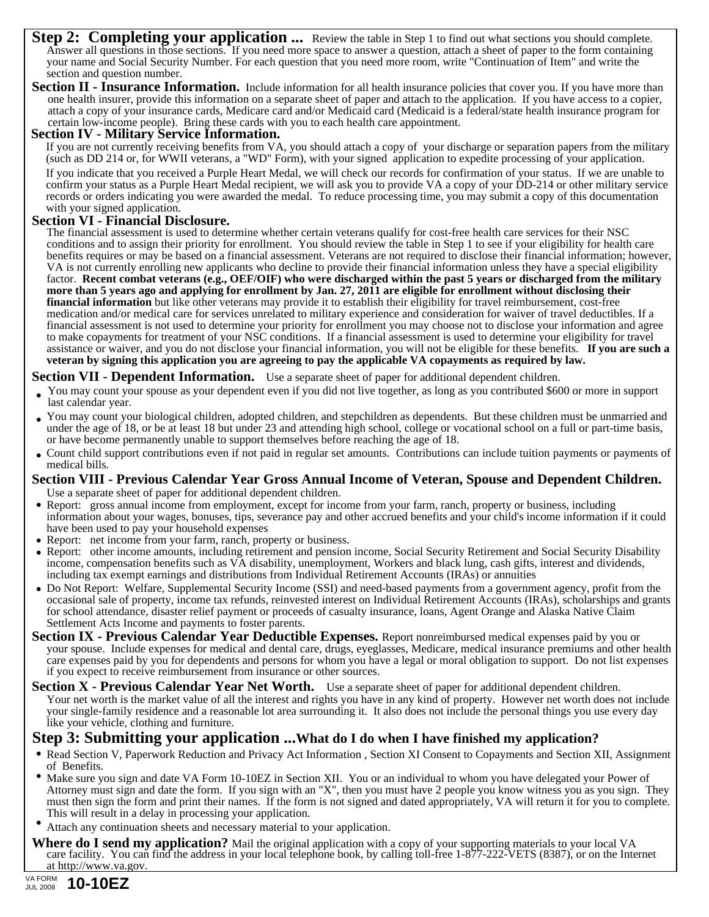## Step 2: Completing your application ...

Review the table in Step 1 to find out what sections you should complete. Answer all questions in those sections. If you need more space to answer a question, attach a sheet of paper to the form containing your name and Social Security Number. For each question that you need more room, write "Continuation of Item" and write the section and question number.

**Section II - Insurance Information.** Include information for all health insurance policies that cover you. If you have more than one health insurer, provide this information on a separate sheet of paper and attach to the application. If you have access to a copier, attach a copy of your insurance cards, Medicare card and/or Medicaid card (Medicaid is a federal/state health insurance program for certain low-income people). Bring these cards with you to each health care appointment.

**Section IV - Military Service Information.**

If you are not currently receiving benefits from VA, you should attach a copy of your discharge or separation papers from the military (such as DD 214 or, for WWII veterans, a "WD" Form), with your signed application to expedite processing of your application.

If you indicate that you received a Purple Heart Medal, we will check our records for confirmation of your status. If we are unable to confirm your status as a Purple Heart Medal recipient, we will ask you to provide VA a copy of your DD-214 or other military service records or orders indicating you were awarded the medal. To reduce processing time, you may submit a copy of this documentation with your signed application.

**Section VI - Financial Disclosure.**

The financial assessment is used to determine whether certain veterans qualify for cost-free health care services for their NSC conditions and to assign their priority for enrollment. You should review the table in Step 1 to see if your eligibility for health care benefits requires or may be based on a financial assessment. Veterans are not required to disclose their financial information; however, VA is not currently enrolling new applicants who decline to provide their financial information unless they have a special eligibility factor. **Recent combat veterans (e.g., OEF/OIF) who were discharged within the past 5 years or discharged from the military more than 5 years ago and applying for enrollment by Jan. 27, 2011 are eligible for enrollment without disclosing their financial information** but like other veterans may provide it to establish their eligibility for travel reimbursement, cost-free medication and/or medical care for services unrelated to military experience and consideration for waiver of travel deductibles. If a financial assessment is not used to determine your priority for enrollment you may choose not to disclose your information and agree to make copayments for treatment of your NSC conditions. If a financial assessment is used to determine your eligibility for travel assistance or waiver, and you do not disclose your financial information, you will not be eligible for these benefits. **If you are such a veteran by signing this application you are agreeing to pay the applicable VA copayments as required by law.**

**Section VII - Dependent Information.** Use a separate sheet of paper for additional dependent children.

- You may count your spouse as your dependent even if you did not live together, as long as you contributed $600 or more in support last calendar year.
- You may count your biological children, adopted children, and stepchildren as dependents. But these children must be unmarried and under the age of 18, or be at least 18 but under 23 and attending high school, college or vocational school on a full or part-time basis, or have become permanently unable to support themselves before reaching the age of 18.
- Count child support contributions even if not paid in regular set amounts. Contributions can include tuition payments or payments of medical bills.

**Section VIII - Previous Calendar Year Gross Annual Income of Veteran, Spouse and Dependent Children.**

Use a separate sheet of paper for additional dependent children.

- Report: gross annual income from employment, except for income from your farm, ranch, property or business, including information about your wages, bonuses, tips, severance pay and other accrued benefits and your child's income information if it could have been used to pay your household expenses
- Report: net income from your farm, ranch, property or business.
- Report: other income amounts, including retirement and pension income, Social Security Retirement and Social Security Disability income, compensation benefits such as VA disability, unemployment, Workers and black lung, cash gifts, interest and dividends, including tax exempt earnings and distributions from Individual Retirement Accounts (IRAs) or annuities
- Do Not Report: Welfare, Supplemental Security Income (SSI) and need-based payments from a government agency, profit from the occasional sale of property, income tax refunds, reinvested interest on Individual Retirement Accounts (IRAs), scholarships and grants for school attendance, disaster relief payment or proceeds of casualty insurance, loans, Agent Orange and Alaska Native Claim Settlement Acts Income and payments to foster parents.

**Section IX - Previous Calendar Year Deductible Expenses.** Report nonreimbursed medical expenses paid by you or your spouse. Include expenses for medical and dental care, drugs, eyeglasses, Medicare, medical insurance premiums and other health care expenses paid by you for dependents and persons for whom you have a legal or moral obligation to support. Do not list expenses if you expect to receive reimbursement from insurance or other sources.

**Section X - Previous Calendar Year Net Worth.** Use a separate sheet of paper for additional dependent children. Your net worth is the market value of all the interest and rights you have in any kind of property. However net worth does not include your single-family residence and a reasonable lot area surrounding it. It also does not include the personal things you use every day like your vehicle, clothing and furniture.

## Step 3: Submitting your application ...What do I do when I have finished my application?

- Read Section V, Paperwork Reduction and Privacy Act Information , Section XI Consent to Copayments and Section XII, Assignment of Benefits.
- Make sure you sign and date VA Form 10-10EZ in Section XII. You or an individual to whom you have delegated your Power of Attorney must sign and date the form. If you sign with an "X", then you must have 2 people you know witness you as you sign. They must then sign the form and print their names. If the form is not signed and dated appropriately, VA will return it for you to complete. This will result in a delay in processing your application.
- Attach any continuation sheets and necessary material to your application.

**Where do I send my application?** Mail the original application with a copy of your supporting materials to your local VA care facility. You can find the address in your local telephone book, by calling toll-free 1-877-222-VETS (8387), or on the Internet at http://www.va.gov.

VA FORM JUL 2008 **10-10EZ**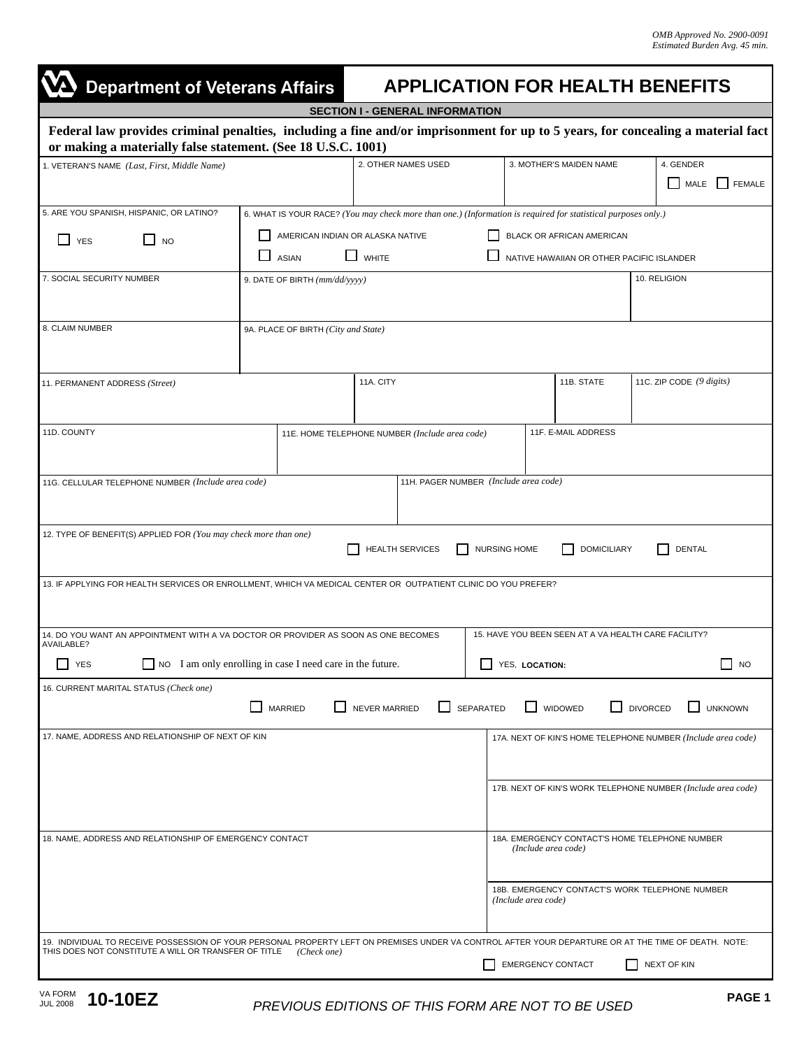OMB Approved No. 2900-0091
Estimated Burden Avg. 45 min.

# Department of Veterans Affairs — APPLICATION FOR HEALTH BENEFITS

## SECTION I - GENERAL INFORMATION

**Federal law provides criminal penalties, including a fine and/or imprisonment for up to 5 years, for concealing a material fact or making a materially false statement. (See 18 U.S.C. 1001)**

| 1. VETERAN'S NAME *(Last, First, Middle Name)* | 2. OTHER NAMES USED | 3. MOTHER'S MAIDEN NAME | 4. GENDER ☐ MALE ☐ FEMALE |
|---|---|---|---|

5. ARE YOU SPANISH, HISPANIC, OR LATINO?
☐ YES ☐ NO

6. WHAT IS YOUR RACE? *(You may check more than one.) (Information is required for statistical purposes only.)*
☐ AMERICAN INDIAN OR ALASKA NATIVE ☐ BLACK OR AFRICAN AMERICAN
☐ ASIAN ☐ WHITE ☐ NATIVE HAWAIIAN OR OTHER PACIFIC ISLANDER

| 7. SOCIAL SECURITY NUMBER | 9. DATE OF BIRTH *(mm/dd/yyyy)* | 10. RELIGION |
|---|---|---|
| 8. CLAIM NUMBER | 9A. PLACE OF BIRTH *(City and State)* | |

| 11. PERMANENT ADDRESS *(Street)* | 11A. CITY | 11B. STATE | 11C. ZIP CODE *(9 digits)* |
|---|---|---|---|

| 11D. COUNTY | 11E. HOME TELEPHONE NUMBER *(Include area code)* | 11F. E-MAIL ADDRESS |
|---|---|---|

| 11G. CELLULAR TELEPHONE NUMBER *(Include area code)* | 11H. PAGER NUMBER *(Include area code)* |
|---|---|

12. TYPE OF BENEFIT(S) APPLIED FOR *(You may check more than one)*
☐ HEALTH SERVICES ☐ NURSING HOME ☐ DOMICILIARY ☐ DENTAL

13. IF APPLYING FOR HEALTH SERVICES OR ENROLLMENT, WHICH VA MEDICAL CENTER OR OUTPATIENT CLINIC DO YOU PREFER?

14. DO YOU WANT AN APPOINTMENT WITH A VA DOCTOR OR PROVIDER AS SOON AS ONE BECOMES AVAILABLE?
☐ YES ☐ NO I am only enrolling in case I need care in the future.

15. HAVE YOU BEEN SEEN AT A VA HEALTH CARE FACILITY?
☐ YES, **LOCATION:** ☐ NO

16. CURRENT MARITAL STATUS *(Check one)*
☐ MARRIED ☐ NEVER MARRIED ☐ SEPARATED ☐ WIDOWED ☐ DIVORCED ☐ UNKNOWN

| 17. NAME, ADDRESS AND RELATIONSHIP OF NEXT OF KIN | 17A. NEXT OF KIN'S HOME TELEPHONE NUMBER *(Include area code)* |
|---|---|
| | 17B. NEXT OF KIN'S WORK TELEPHONE NUMBER *(Include area code)* |

| 18. NAME, ADDRESS AND RELATIONSHIP OF EMERGENCY CONTACT | 18A. EMERGENCY CONTACT'S HOME TELEPHONE NUMBER *(Include area code)* |
|---|---|
| | 18B. EMERGENCY CONTACT'S WORK TELEPHONE NUMBER *(Include area code)* |

19. INDIVIDUAL TO RECEIVE POSSESSION OF YOUR PERSONAL PROPERTY LEFT ON PREMISES UNDER VA CONTROL AFTER YOUR DEPARTURE OR AT THE TIME OF DEATH. NOTE: THIS DOES NOT CONSTITUTE A WILL OR TRANSFER OF TITLE *(Check one)*
☐ EMERGENCY CONTACT ☐ NEXT OF KIN

VA FORM JUL 2008 **10-10EZ**

*PREVIOUS EDITIONS OF THIS FORM ARE NOT TO BE USED*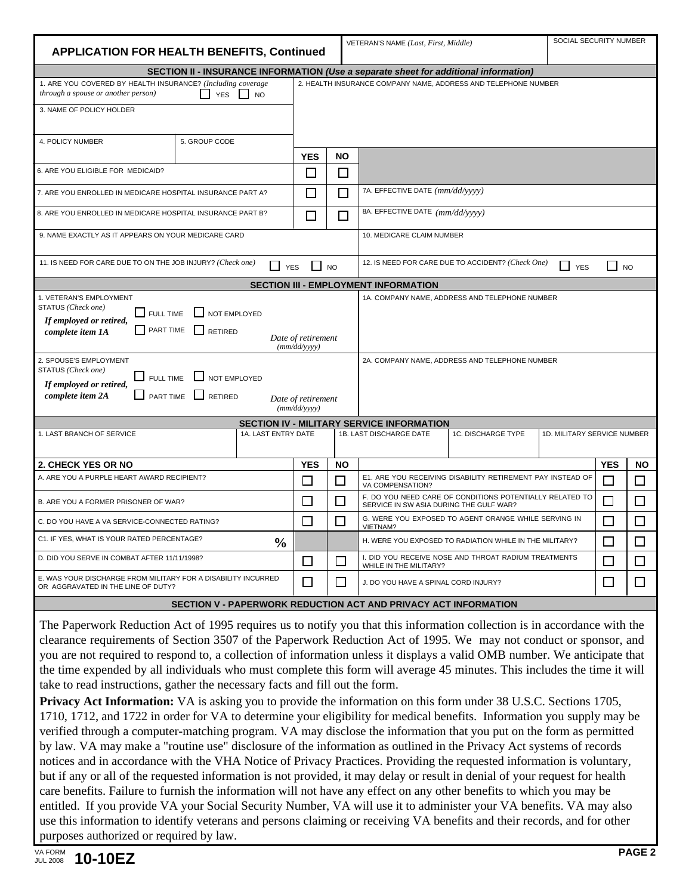## APPLICATION FOR HEALTH BENEFITS, Continued

| VETERAN'S NAME *(Last, First, Middle)* | SOCIAL SECURITY NUMBER |
|---|---|
| | |

### SECTION II - INSURANCE INFORMATION *(Use a separate sheet for additional information)*

| 1. ARE YOU COVERED BY HEALTH INSURANCE? *(Including coverage through a spouse or another person)* ☐ YES ☐ NO | 2. HEALTH INSURANCE COMPANY NAME, ADDRESS AND TELEPHONE NUMBER |
|---|---|
| 3. NAME OF POLICY HOLDER | |
| 4. POLICY NUMBER / 5. GROUP CODE | |

| | YES | NO | |
|---|---|---|---|
| 6. ARE YOU ELIGIBLE FOR MEDICAID? | ☐ | ☐ | |
| 7. ARE YOU ENROLLED IN MEDICARE HOSPITAL INSURANCE PART A? | ☐ | ☐ | 7A. EFFECTIVE DATE *(mm/dd/yyyy)* |
| 8. ARE YOU ENROLLED IN MEDICARE HOSPITAL INSURANCE PART B? | ☐ | ☐ | 8A. EFFECTIVE DATE *(mm/dd/yyyy)* |

| 9. NAME EXACTLY AS IT APPEARS ON YOUR MEDICARE CARD | 10. MEDICARE CLAIM NUMBER |
|---|---|
| 11. IS NEED FOR CARE DUE TO ON THE JOB INJURY? *(Check one)* ☐ YES ☐ NO | 12. IS NEED FOR CARE DUE TO ACCIDENT? *(Check One)* ☐ YES ☐ NO |

### SECTION III - EMPLOYMENT INFORMATION

| 1. VETERAN'S EMPLOYMENT STATUS *(Check one)* ☐ FULL TIME ☐ NOT EMPLOYED ☐ PART TIME ☐ RETIRED *If employed or retired, complete item 1A* — *Date of retirement (mm/dd/yyyy)* | 1A. COMPANY NAME, ADDRESS AND TELEPHONE NUMBER |
|---|---|
| 2. SPOUSE'S EMPLOYMENT STATUS *(Check one)* ☐ FULL TIME ☐ NOT EMPLOYED ☐ PART TIME ☐ RETIRED *If employed or retired, complete item 2A* — *Date of retirement (mm/dd/yyyy)* | 2A. COMPANY NAME, ADDRESS AND TELEPHONE NUMBER |

### SECTION IV - MILITARY SERVICE INFORMATION

| 1. LAST BRANCH OF SERVICE | 1A. LAST ENTRY DATE | 1B. LAST DISCHARGE DATE | 1C. DISCHARGE TYPE | 1D. MILITARY SERVICE NUMBER |
|---|---|---|---|---|
| | | | | |

| 2. CHECK YES OR NO | YES | NO | | YES | NO |
|---|---|---|---|---|---|
| A. ARE YOU A PURPLE HEART AWARD RECIPIENT? | ☐ | ☐ | E1. ARE YOU RECEIVING DISABILITY RETIREMENT PAY INSTEAD OF VA COMPENSATION? | ☐ | ☐ |
| B. ARE YOU A FORMER PRISONER OF WAR? | ☐ | ☐ | F. DO YOU NEED CARE OF CONDITIONS POTENTIALLY RELATED TO SERVICE IN SW ASIA DURING THE GULF WAR? | ☐ | ☐ |
| C. DO YOU HAVE A VA SERVICE-CONNECTED RATING? | ☐ | ☐ | G. WERE YOU EXPOSED TO AGENT ORANGE WHILE SERVING IN VIETNAM? | ☐ | ☐ |
| C1. IF YES, WHAT IS YOUR RATED PERCENTAGE? % | | | H. WERE YOU EXPOSED TO RADIATION WHILE IN THE MILITARY? | ☐ | ☐ |
| D. DID YOU SERVE IN COMBAT AFTER 11/11/1998? | ☐ | ☐ | I. DID YOU RECEIVE NOSE AND THROAT RADIUM TREATMENTS WHILE IN THE MILITARY? | ☐ | ☐ |
| E. WAS YOUR DISCHARGE FROM MILITARY FOR A DISABILITY INCURRED OR AGGRAVATED IN THE LINE OF DUTY? | ☐ | ☐ | J. DO YOU HAVE A SPINAL CORD INJURY? | ☐ | ☐ |

### SECTION V - PAPERWORK REDUCTION ACT AND PRIVACY ACT INFORMATION

The Paperwork Reduction Act of 1995 requires us to notify you that this information collection is in accordance with the clearance requirements of Section 3507 of the Paperwork Reduction Act of 1995. We may not conduct or sponsor, and you are not required to respond to, a collection of information unless it displays a valid OMB number. We anticipate that the time expended by all individuals who must complete this form will average 45 minutes. This includes the time it will take to read instructions, gather the necessary facts and fill out the form.

**Privacy Act Information:** VA is asking you to provide the information on this form under 38 U.S.C. Sections 1705, 1710, 1712, and 1722 in order for VA to determine your eligibility for medical benefits. Information you supply may be verified through a computer-matching program. VA may disclose the information that you put on the form as permitted by law. VA may make a "routine use" disclosure of the information as outlined in the Privacy Act systems of records notices and in accordance with the VHA Notice of Privacy Practices. Providing the requested information is voluntary, but if any or all of the requested information is not provided, it may delay or result in denial of your request for health care benefits. Failure to furnish the information will not have any effect on any other benefits to which you may be entitled. If you provide VA your Social Security Number, VA will use it to administer your VA benefits. VA may also use this information to identify veterans and persons claiming or receiving VA benefits and their records, and for other purposes authorized or required by law.

VA FORM JUL 2008 **10-10EZ**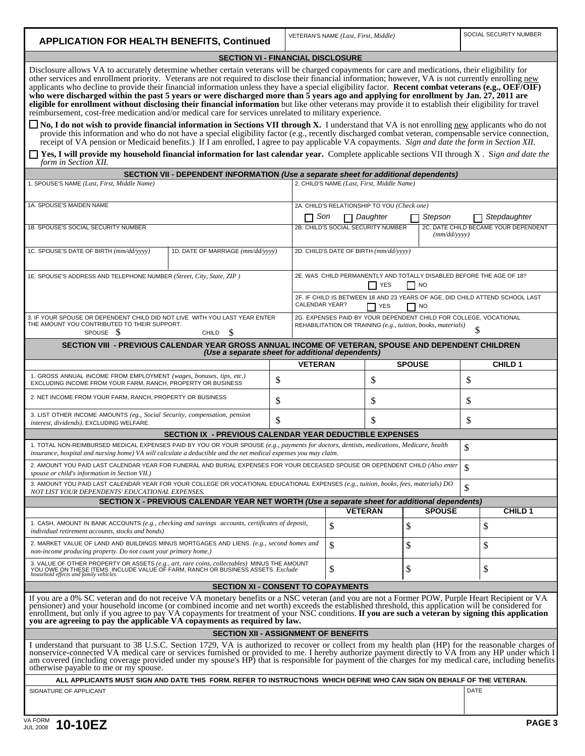# APPLICATION FOR HEALTH BENEFITS, Continued

| VETERAN'S NAME *(Last, First, Middle)* | SOCIAL SECURITY NUMBER |
|---|---|
| | |

## SECTION VI - FINANCIAL DISCLOSURE

Disclosure allows VA to accurately determine whether certain veterans will be charged copayments for care and medications, their eligibility for other services and enrollment priority. Veterans are not required to disclose their financial information; however, VA is not currently enrolling new applicants who decline to provide their financial information unless they have a special eligibility factor. **Recent combat veterans (e.g., OEF/OIF) who were discharged within the past 5 years or were discharged more than 5 years ago and applying for enrollment by Jan. 27, 2011 are eligible for enrollment without disclosing their financial information** but like other veterans may provide it to establish their eligibility for travel reimbursement, cost-free medication and/or medical care for services unrelated to military experience.

☐ **No, I do not wish to provide financial information in Sections VII through X.** I understand that VA is not enrolling new applicants who do not provide this information and who do not have a special eligibility factor (e.g., recently discharged combat veteran, compensable service connection, receipt of VA pension or Medicaid benefits.) If I am enrolled, I agree to pay applicable VA copayments. *Sign and date the form in Section XII.*

☐ **Yes, I will provide my household financial information for last calendar year.** Complete applicable sections VII through X . *Sign and date the form in Section XII.*

## SECTION VII - DEPENDENT INFORMATION *(Use a separate sheet for additional dependents)*

| | |
|---|---|
| 1. SPOUSE'S NAME *(Last, First, Middle Name)* | 2. CHILD'S NAME *(Last, First, Middle Name)* |
| 1A. SPOUSE'S MAIDEN NAME | 2A. CHILD'S RELATIONSHIP TO YOU *(Check one)* ☐ Son ☐ Daughter ☐ Stepson ☐ Stepdaughter |
| 1B. SPOUSE'S SOCIAL SECURITY NUMBER | 2B. CHILD'S SOCIAL SECURITY NUMBER / 2C. DATE CHILD BECAME YOUR DEPENDENT *(mm/dd/yyyy)* |
| 1C. SPOUSE'S DATE OF BIRTH *(mm/dd/yyyy)* / 1D. DATE OF MARRIAGE *(mm/dd/yyyy)* | 2D. CHILD'S DATE OF BIRTH *(mm/dd/yyyy)* |
| 1E. SPOUSE'S ADDRESS AND TELEPHONE NUMBER *(Street, City, State, ZIP )* | 2E. WAS CHILD PERMANENTLY AND TOTALLY DISABLED BEFORE THE AGE OF 18? ☐ YES ☐ NO |
| | 2F. IF CHILD IS BETWEEN 18 AND 23 YEARS OF AGE, DID CHILD ATTEND SCHOOL LAST CALENDAR YEAR? ☐ YES ☐ NO |
| 3. IF YOUR SPOUSE OR DEPENDENT CHILD DID NOT LIVE WITH YOU LAST YEAR ENTER THE AMOUNT YOU CONTRIBUTED TO THEIR SUPPORT. SPOUSE $ CHILD $ | 2G. EXPENSES PAID BY YOUR DEPENDENT CHILD FOR COLLEGE, VOCATIONAL REHABILITATION OR TRAINING *(e.g., tuition, books, materials)* $ |

## SECTION VIII - PREVIOUS CALENDAR YEAR GROSS ANNUAL INCOME OF VETERAN, SPOUSE AND DEPENDENT CHILDREN *(Use a separate sheet for additional dependents)*

| | VETERAN | SPOUSE | CHILD 1 |
|---|---|---|---|
| 1. GROSS ANNUAL INCOME FROM EMPLOYMENT *(wages, bonuses, tips, etc.)* EXCLUDING INCOME FROM YOUR FARM, RANCH, PROPERTY OR BUSINESS | $ | $ | $ |
| 2. NET INCOME FROM YOUR FARM, RANCH, PROPERTY OR BUSINESS | $ | $ | $ |
| 3. LIST OTHER INCOME AMOUNTS *(eg., Social Security, compensation, pension interest, dividends).* EXCLUDING WELFARE. | $ | $ | $ |

## SECTION IX - PREVIOUS CALENDAR YEAR DEDUCTIBLE EXPENSES

| | |
|---|---|
| 1. TOTAL NON-REIMBURSED MEDICAL EXPENSES PAID BY YOU OR YOUR SPOUSE *(e.g., payments for doctors, dentists, medications, Medicare, health insurance, hospital and nursing home) VA will calculate a deductible and the net medical expenses you may claim.* | $ |
| 2. AMOUNT YOU PAID LAST CALENDAR YEAR FOR FUNERAL AND BURIAL EXPENSES FOR YOUR DECEASED SPOUSE OR DEPENDENT CHILD *(Also enter spouse or child's information in Section VII.)* | $ |
| 3. AMOUNT YOU PAID LAST CALENDAR YEAR FOR YOUR COLLEGE OR VOCATIONAL EDUCATIONAL EXPENSES *(e.g., tuition, books, fees, materials) DO NOT LIST YOUR DEPENDENTS' EDUCATIONAL EXPENSES.* | $ |

## SECTION X - PREVIOUS CALENDAR YEAR NET WORTH *(Use a separate sheet for additional dependents)*

| | VETERAN | SPOUSE | CHILD 1 |
|---|---|---|---|
| 1. CASH, AMOUNT IN BANK ACCOUNTS *(e.g., checking and savings accounts, certificates of deposit, individual retirement accounts, stocks and bonds)* | $ | $ | $ |
| 2. MARKET VALUE OF LAND AND BUILDINGS MINUS MORTGAGES AND LIENS. *(e.g., second homes and non-income producing property. Do not count your primary home.)* | $ | $ | $ |
| 3. VALUE OF OTHER PROPERTY OR ASSETS *(e.g., art, rare coins, collectables)* MINUS THE AMOUNT YOU OWE ON THESE ITEMS. INCLUDE VALUE OF FARM, RANCH OR BUSINESS ASSETS. *Exclude household effects and family vehicles.* | $ | $ | $ |

## SECTION XI - CONSENT TO COPAYMENTS

If you are a 0% SC veteran and do not receive VA monetary benefits or a NSC veteran (and you are not a Former POW, Purple Heart Recipient or VA pensioner) and your household income (or combined income and net worth) exceeds the established threshold, this application will be considered for enrollment, but only if you agree to pay VA copayments for treatment of your NSC conditions. **If you are such a veteran by signing this application you are agreeing to pay the applicable VA copayments as required by law.**

## SECTION XII - ASSIGNMENT OF BENEFITS

I understand that pursuant to 38 U.S.C. Section 1729, VA is authorized to recover or collect from my health plan (HP) for the reasonable charges of nonservice-connected VA medical care or services furnished or provided to me. I hereby authorize payment directly to VA from any HP under which I am covered (including coverage provided under my spouse's HP) that is responsible for payment of the charges for my medical care, including benefits otherwise payable to me or my spouse.

**ALL APPLICANTS MUST SIGN AND DATE THIS FORM. REFER TO INSTRUCTIONS WHICH DEFINE WHO CAN SIGN ON BEHALF OF THE VETERAN.**

| SIGNATURE OF APPLICANT | DATE |
|---|---|
| | |

VA FORM 10-10EZ JUL 2008